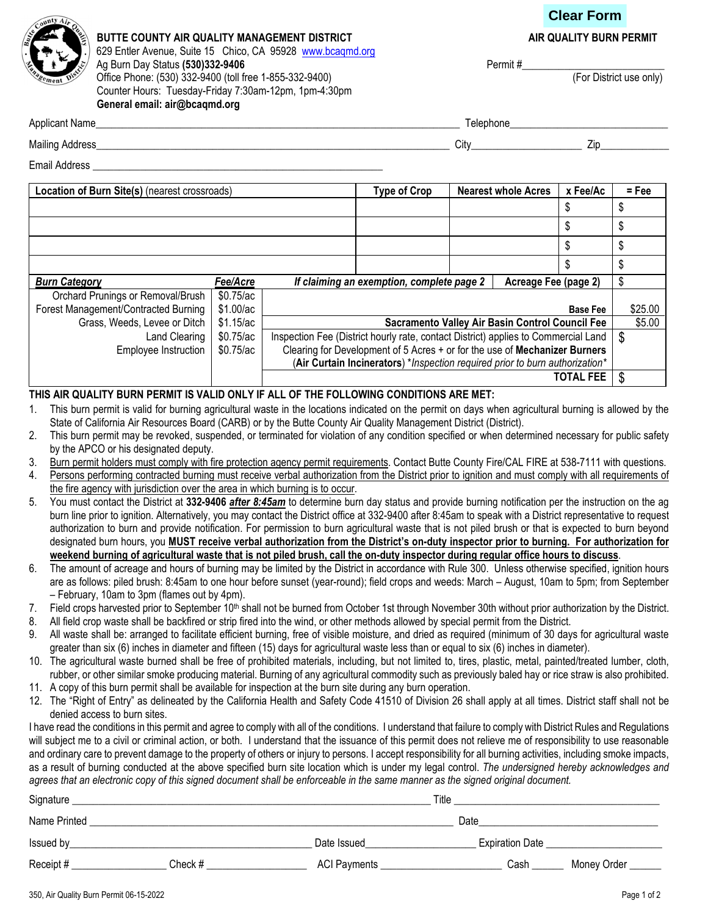Clear Form

**BUTTE COUNTY AIR QUALITY MANAGEMENT DISTRICT**
629 Entler Avenue, Suite 15 Chico, CA 95928 www.bcaqmd.org
Ag Burn Day Status **(530)332-9406**
Office Phone: (530) 332-9400 (toll free 1-855-332-9400)
Counter Hours: Tuesday-Friday 7:30am-12pm, 1pm-4:30pm
**General email: air@bcaqmd.org**

**AIR QUALITY BURN PERMIT**

Permit #\_\_\_\_\_\_\_\_\_\_\_\_\_\_\_\_\_\_\_\_\_\_\_\_
(For District use only)

Applicant Name\_\_\_\_\_\_\_\_\_\_\_\_\_\_\_\_\_\_\_\_\_\_\_\_\_\_\_\_\_\_\_\_\_\_\_\_\_\_ Telephone\_\_\_\_\_\_\_\_\_\_\_\_\_\_\_\_\_\_\_\_\_\_

Mailing Address\_\_\_\_\_\_\_\_\_\_\_\_\_\_\_\_\_\_\_\_\_\_\_\_\_\_\_\_\_\_\_\_\_\_\_\_\_\_ City\_\_\_\_\_\_\_\_\_\_\_\_\_\_\_\_ Zip\_\_\_\_\_\_\_\_\_\_

Email Address \_\_\_\_\_\_\_\_\_\_\_\_\_\_\_\_\_\_\_\_\_\_\_\_\_\_\_\_\_\_\_\_\_\_\_\_\_\_

| **Location of Burn Site(s)** (nearest crossroads) | **Type of Crop** | **Nearest whole Acres** | **x Fee/Ac** | **= Fee** |
|---|---|---|---|---|
| | | | $ | $ |
| | | | $ | $ |
| | | | $ | $ |
| | | | $ | $ |

| ***Burn Category*** | ***Fee/Acre*** | ***If claiming an exemption, complete page 2*** **Acreage Fee (page 2)** | $ |
|---|---|---|---|
| Orchard Prunings or Removal/Brush | $0.75/ac | | |
| Forest Management/Contracted Burning | $1.00/ac | **Base Fee** | $25.00 |
| Grass, Weeds, Levee or Ditch | $1.15/ac | **Sacramento Valley Air Basin Control Council Fee** | $5.00 |
| Land Clearing | $0.75/ac | Inspection Fee (District hourly rate, contact District) applies to Commercial Land Clearing for Development of 5 Acres + or for the use of **Mechanizer Burners** (**Air Curtain Incinerators**) **Inspection required prior to burn authorization** | $ |
| Employee Instruction | $0.75/ac | | |
| | | **TOTAL FEE** | $ |

**THIS AIR QUALITY BURN PERMIT IS VALID ONLY IF ALL OF THE FOLLOWING CONDITIONS ARE MET:**

1. This burn permit is valid for burning agricultural waste in the locations indicated on the permit on days when agricultural burning is allowed by the State of California Air Resources Board (CARB) or by the Butte County Air Quality Management District (District).
2. This burn permit may be revoked, suspended, or terminated for violation of any condition specified or when determined necessary for public safety by the APCO or his designated deputy.
3. <u>Burn permit holders must comply with fire protection agency permit requirements</u>. Contact Butte County Fire/CAL FIRE at 538-7111 with questions.
4. <u>Persons performing contracted burning must receive verbal authorization from the District prior to ignition and must comply with all requirements of the fire agency with jurisdiction over the area in which burning is to occur</u>.
5. You must contact the District at **332-9406** ***after 8:45am*** to determine burn day status and provide burning notification per the instruction on the ag burn line prior to ignition. Alternatively, you may contact the District office at 332-9400 after 8:45am to speak with a District representative to request authorization to burn and provide notification. For permission to burn agricultural waste that is not piled brush or that is expected to burn beyond designated burn hours, you **<u>MUST receive verbal authorization from the District's on-duty inspector prior to burning. For authorization for weekend burning of agricultural waste that is not piled brush, call the on-duty inspector during regular office hours to discuss</u>**.
6. The amount of acreage and hours of burning may be limited by the District in accordance with Rule 300. Unless otherwise specified, ignition hours are as follows: piled brush: 8:45am to one hour before sunset (year-round); field crops and weeds: March – August, 10am to 5pm; from September – February, 10am to 3pm (flames out by 4pm).
7. Field crops harvested prior to September 10th shall not be burned from October 1st through November 30th without prior authorization by the District.
8. All field crop waste shall be backfired or strip fired into the wind, or other methods allowed by special permit from the District.
9. All waste shall be: arranged to facilitate efficient burning, free of visible moisture, and dried as required (minimum of 30 days for agricultural waste greater than six (6) inches in diameter and fifteen (15) days for agricultural waste less than or equal to six (6) inches in diameter).
10. The agricultural waste burned shall be free of prohibited materials, including, but not limited to, tires, plastic, metal, painted/treated lumber, cloth, rubber, or other similar smoke producing material. Burning of any agricultural commodity such as previously baled hay or rice straw is also prohibited.
11. A copy of this burn permit shall be available for inspection at the burn site during any burn operation.
12. The "Right of Entry" as delineated by the California Health and Safety Code 41510 of Division 26 shall apply at all times. District staff shall not be denied access to burn sites.

I have read the conditions in this permit and agree to comply with all of the conditions. I understand that failure to comply with District Rules and Regulations will subject me to a civil or criminal action, or both. I understand that the issuance of this permit does not relieve me of responsibility to use reasonable and ordinary care to prevent damage to the property of others or injury to persons. I accept responsibility for all burning activities, including smoke impacts, as a result of burning conducted at the above specified burn site location which is under my legal control. *The undersigned hereby acknowledges and agrees that an electronic copy of this signed document shall be enforceable in the same manner as the signed original document.*

Signature \_\_\_\_\_\_\_\_\_\_\_\_\_\_\_\_\_\_\_\_\_\_\_\_\_\_\_\_\_\_\_\_\_\_\_\_ Title \_\_\_\_\_\_\_\_\_\_\_\_\_\_\_\_\_\_\_\_\_\_\_\_

Name Printed \_\_\_\_\_\_\_\_\_\_\_\_\_\_\_\_\_\_\_\_\_\_\_\_\_\_\_\_\_\_\_\_\_\_\_\_ Date\_\_\_\_\_\_\_\_\_\_\_\_\_\_\_\_\_\_\_\_\_\_\_\_

Issued by\_\_\_\_\_\_\_\_\_\_\_\_\_\_\_\_\_\_\_\_\_\_\_\_\_\_ Date Issued\_\_\_\_\_\_\_\_\_\_\_\_\_\_ Expiration Date \_\_\_\_\_\_\_\_\_\_\_\_\_\_

Receipt # \_\_\_\_\_\_\_\_\_\_\_\_ Check # \_\_\_\_\_\_\_\_\_\_\_\_ ACI Payments \_\_\_\_\_\_\_\_\_\_\_\_\_\_ Cash \_\_\_\_\_ Money Order \_\_\_\_\_

350, Air Quality Burn Permit 06-15-2022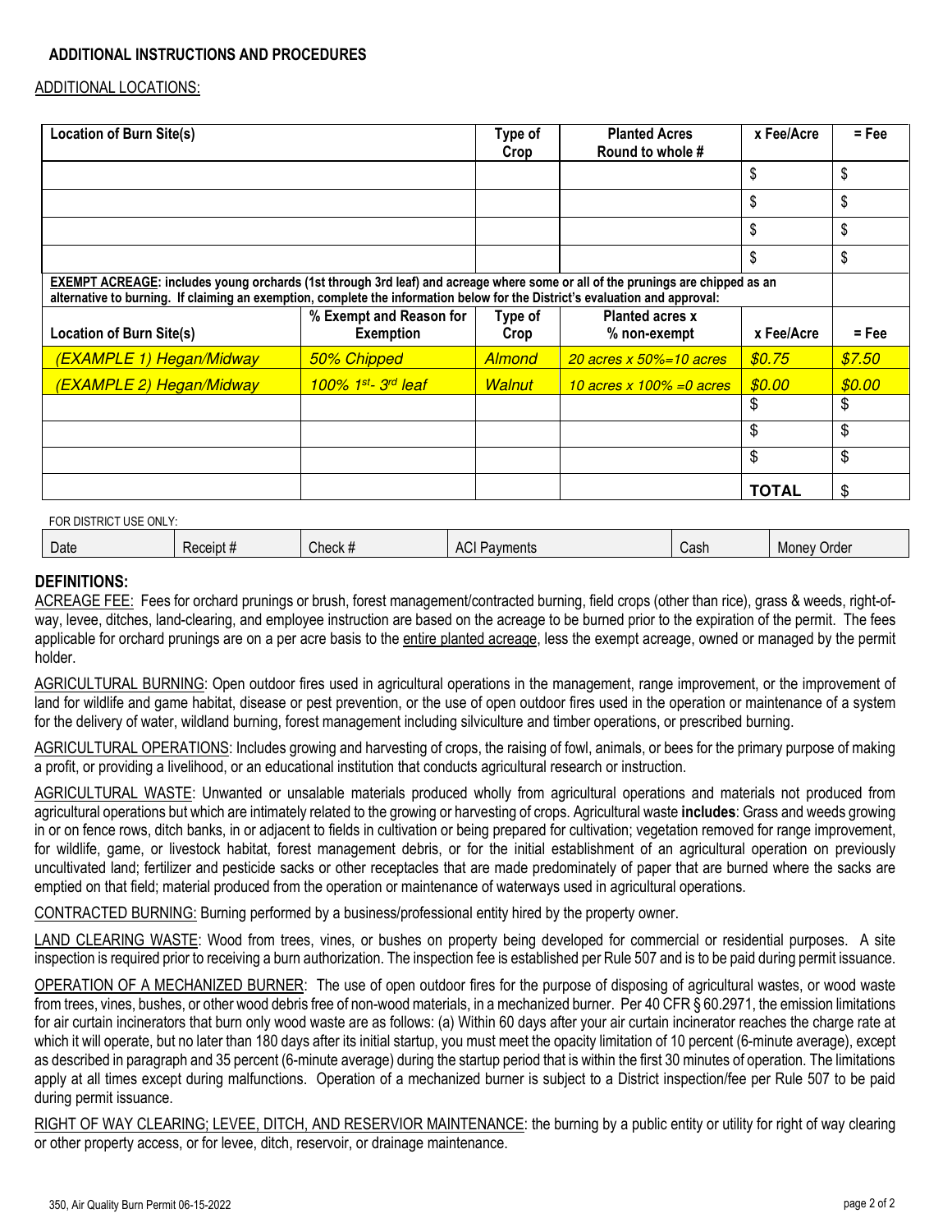**ADDITIONAL INSTRUCTIONS AND PROCEDURES**

ADDITIONAL LOCATIONS:

| Location of Burn Site(s) | Type of Crop | Planted Acres Round to whole # | x Fee/Acre | = Fee |
|---|---|---|---|---|
| | | | $ | $ |
| | | | $ | $ |
| | | | $ | $ |
| | | | $ | $ |

**EXEMPT ACREAGE: includes young orchards (1st through 3rd leaf) and acreage where some or all of the prunings are chipped as an alternative to burning. If claiming an exemption, complete the information below for the District's evaluation and approval:**

| Location of Burn Site(s) | % Exempt and Reason for Exemption | Type of Crop | Planted acres x % non-exempt | x Fee/Acre | = Fee |
|---|---|---|---|---|---|
| *(EXAMPLE 1) Hegan/Midway* | *50% Chipped* | *Almond* | *20 acres x 50%=10 acres* | *$0.75* | *$7.50* |
| *(EXAMPLE 2) Hegan/Midway* | *100% 1st- 3rd leaf* | *Walnut* | *10 acres x 100% =0 acres* | *$0.00* | *$0.00* |
| | | | | $ | $ |
| | | | | $ | $ |
| | | | | $ | $ |
| | | | | **TOTAL** | $ |

FOR DISTRICT USE ONLY:

| Date | Receipt # | Check # | ACI Payments | Cash | Money Order |
|---|---|---|---|---|---|

## DEFINITIONS:

ACREAGE FEE: Fees for orchard prunings or brush, forest management/contracted burning, field crops (other than rice), grass & weeds, right-of-way, levee, ditches, land-clearing, and employee instruction are based on the acreage to be burned prior to the expiration of the permit. The fees applicable for orchard prunings are on a per acre basis to the entire planted acreage, less the exempt acreage, owned or managed by the permit holder.

AGRICULTURAL BURNING: Open outdoor fires used in agricultural operations in the management, range improvement, or the improvement of land for wildlife and game habitat, disease or pest prevention, or the use of open outdoor fires used in the operation or maintenance of a system for the delivery of water, wildland burning, forest management including silviculture and timber operations, or prescribed burning.

AGRICULTURAL OPERATIONS: Includes growing and harvesting of crops, the raising of fowl, animals, or bees for the primary purpose of making a profit, or providing a livelihood, or an educational institution that conducts agricultural research or instruction.

AGRICULTURAL WASTE: Unwanted or unsalable materials produced wholly from agricultural operations and materials not produced from agricultural operations but which are intimately related to the growing or harvesting of crops. Agricultural waste **includes**: Grass and weeds growing in or on fence rows, ditch banks, in or adjacent to fields in cultivation or being prepared for cultivation; vegetation removed for range improvement, for wildlife, game, or livestock habitat, forest management debris, or for the initial establishment of an agricultural operation on previously uncultivated land; fertilizer and pesticide sacks or other receptacles that are made predominately of paper that are burned where the sacks are emptied on that field; material produced from the operation or maintenance of waterways used in agricultural operations.

CONTRACTED BURNING: Burning performed by a business/professional entity hired by the property owner.

LAND CLEARING WASTE: Wood from trees, vines, or bushes on property being developed for commercial or residential purposes. A site inspection is required prior to receiving a burn authorization. The inspection fee is established per Rule 507 and is to be paid during permit issuance.

OPERATION OF A MECHANIZED BURNER: The use of open outdoor fires for the purpose of disposing of agricultural wastes, or wood waste from trees, vines, bushes, or other wood debris free of non-wood materials, in a mechanized burner. Per 40 CFR § 60.2971, the emission limitations for air curtain incinerators that burn only wood waste are as follows: (a) Within 60 days after your air curtain incinerator reaches the charge rate at which it will operate, but no later than 180 days after its initial startup, you must meet the opacity limitation of 10 percent (6-minute average), except as described in paragraph and 35 percent (6-minute average) during the startup period that is within the first 30 minutes of operation. The limitations apply at all times except during malfunctions. Operation of a mechanized burner is subject to a District inspection/fee per Rule 507 to be paid during permit issuance.

RIGHT OF WAY CLEARING; LEVEE, DITCH, AND RESERVIOR MAINTENANCE: the burning by a public entity or utility for right of way clearing or other property access, or for levee, ditch, reservoir, or drainage maintenance.

350, Air Quality Burn Permit 06-15-2022